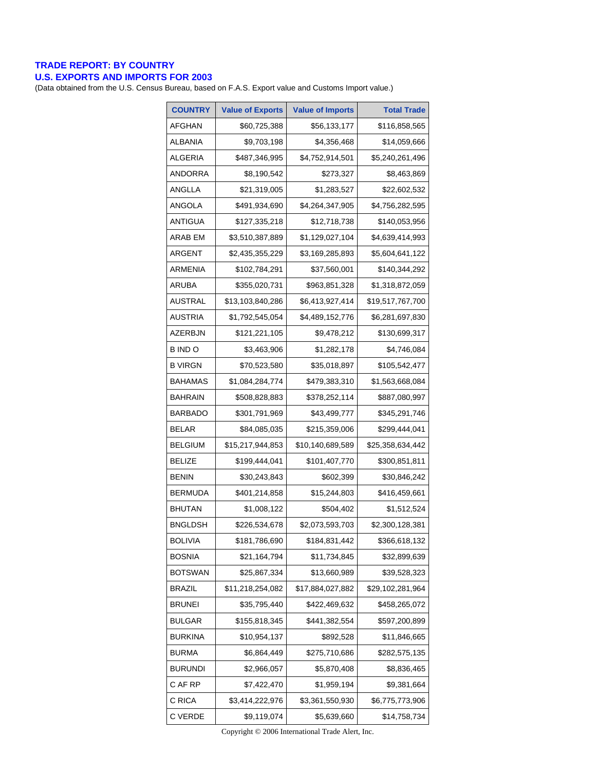## TRADE REPORT: BY COUNTRY
## U.S. EXPORTS AND IMPORTS FOR 2003

(Data obtained from the U.S. Census Bureau, based on F.A.S. Export value and Customs Import value.)

| COUNTRY | Value of Exports | Value of Imports | Total Trade |
|---|---|---|---|
| AFGHAN | $60,725,388 | $56,133,177 | $116,858,565 |
| ALBANIA | $9,703,198 | $4,356,468 | $14,059,666 |
| ALGERIA | $487,346,995 | $4,752,914,501 | $5,240,261,496 |
| ANDORRA | $8,190,542 | $273,327 | $8,463,869 |
| ANGLLA | $21,319,005 | $1,283,527 | $22,602,532 |
| ANGOLA | $491,934,690 | $4,264,347,905 | $4,756,282,595 |
| ANTIGUA | $127,335,218 | $12,718,738 | $140,053,956 |
| ARAB EM | $3,510,387,889 | $1,129,027,104 | $4,639,414,993 |
| ARGENT | $2,435,355,229 | $3,169,285,893 | $5,604,641,122 |
| ARMENIA | $102,784,291 | $37,560,001 | $140,344,292 |
| ARUBA | $355,020,731 | $963,851,328 | $1,318,872,059 |
| AUSTRAL | $13,103,840,286 | $6,413,927,414 | $19,517,767,700 |
| AUSTRIA | $1,792,545,054 | $4,489,152,776 | $6,281,697,830 |
| AZERBJN | $121,221,105 | $9,478,212 | $130,699,317 |
| B IND O | $3,463,906 | $1,282,178 | $4,746,084 |
| B VIRGN | $70,523,580 | $35,018,897 | $105,542,477 |
| BAHAMAS | $1,084,284,774 | $479,383,310 | $1,563,668,084 |
| BAHRAIN | $508,828,883 | $378,252,114 | $887,080,997 |
| BARBADO | $301,791,969 | $43,499,777 | $345,291,746 |
| BELAR | $84,085,035 | $215,359,006 | $299,444,041 |
| BELGIUM | $15,217,944,853 | $10,140,689,589 | $25,358,634,442 |
| BELIZE | $199,444,041 | $101,407,770 | $300,851,811 |
| BENIN | $30,243,843 | $602,399 | $30,846,242 |
| BERMUDA | $401,214,858 | $15,244,803 | $416,459,661 |
| BHUTAN | $1,008,122 | $504,402 | $1,512,524 |
| BNGLDSH | $226,534,678 | $2,073,593,703 | $2,300,128,381 |
| BOLIVIA | $181,786,690 | $184,831,442 | $366,618,132 |
| BOSNIA | $21,164,794 | $11,734,845 | $32,899,639 |
| BOTSWAN | $25,867,334 | $13,660,989 | $39,528,323 |
| BRAZIL | $11,218,254,082 | $17,884,027,882 | $29,102,281,964 |
| BRUNEI | $35,795,440 | $422,469,632 | $458,265,072 |
| BULGAR | $155,818,345 | $441,382,554 | $597,200,899 |
| BURKINA | $10,954,137 | $892,528 | $11,846,665 |
| BURMA | $6,864,449 | $275,710,686 | $282,575,135 |
| BURUNDI | $2,966,057 | $5,870,408 | $8,836,465 |
| C AF RP | $7,422,470 | $1,959,194 | $9,381,664 |
| C RICA | $3,414,222,976 | $3,361,550,930 | $6,775,773,906 |
| C VERDE | $9,119,074 | $5,639,660 | $14,758,734 |

Copyright © 2006 International Trade Alert, Inc.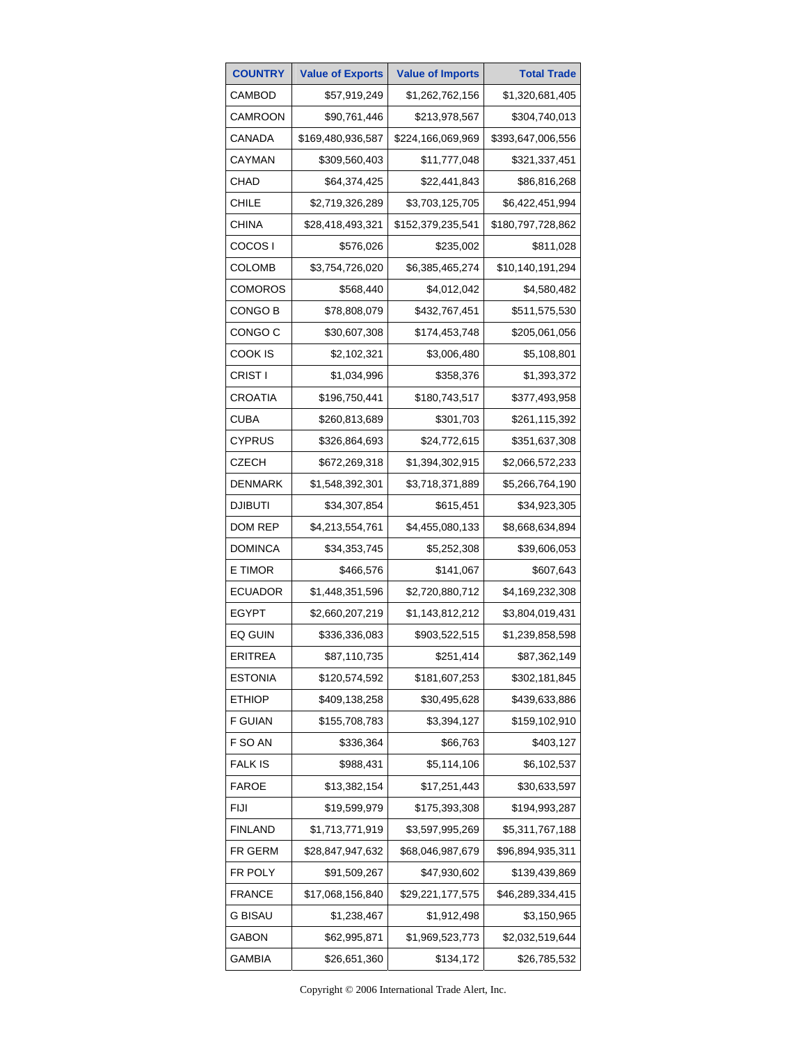| COUNTRY | Value of Exports | Value of Imports | Total Trade |
|---|---|---|---|
| CAMBOD | $57,919,249 | $1,262,762,156 | $1,320,681,405 |
| CAMROON | $90,761,446 | $213,978,567 | $304,740,013 |
| CANADA | $169,480,936,587 | $224,166,069,969 | $393,647,006,556 |
| CAYMAN | $309,560,403 | $11,777,048 | $321,337,451 |
| CHAD | $64,374,425 | $22,441,843 | $86,816,268 |
| CHILE | $2,719,326,289 | $3,703,125,705 | $6,422,451,994 |
| CHINA | $28,418,493,321 | $152,379,235,541 | $180,797,728,862 |
| COCOS I | $576,026 | $235,002 | $811,028 |
| COLOMB | $3,754,726,020 | $6,385,465,274 | $10,140,191,294 |
| COMOROS | $568,440 | $4,012,042 | $4,580,482 |
| CONGO B | $78,808,079 | $432,767,451 | $511,575,530 |
| CONGO C | $30,607,308 | $174,453,748 | $205,061,056 |
| COOK IS | $2,102,321 | $3,006,480 | $5,108,801 |
| CRIST I | $1,034,996 | $358,376 | $1,393,372 |
| CROATIA | $196,750,441 | $180,743,517 | $377,493,958 |
| CUBA | $260,813,689 | $301,703 | $261,115,392 |
| CYPRUS | $326,864,693 | $24,772,615 | $351,637,308 |
| CZECH | $672,269,318 | $1,394,302,915 | $2,066,572,233 |
| DENMARK | $1,548,392,301 | $3,718,371,889 | $5,266,764,190 |
| DJIBUTI | $34,307,854 | $615,451 | $34,923,305 |
| DOM REP | $4,213,554,761 | $4,455,080,133 | $8,668,634,894 |
| DOMINCA | $34,353,745 | $5,252,308 | $39,606,053 |
| E TIMOR | $466,576 | $141,067 | $607,643 |
| ECUADOR | $1,448,351,596 | $2,720,880,712 | $4,169,232,308 |
| EGYPT | $2,660,207,219 | $1,143,812,212 | $3,804,019,431 |
| EQ GUIN | $336,336,083 | $903,522,515 | $1,239,858,598 |
| ERITREA | $87,110,735 | $251,414 | $87,362,149 |
| ESTONIA | $120,574,592 | $181,607,253 | $302,181,845 |
| ETHIOP | $409,138,258 | $30,495,628 | $439,633,886 |
| F GUIAN | $155,708,783 | $3,394,127 | $159,102,910 |
| F SO AN | $336,364 | $66,763 | $403,127 |
| FALK IS | $988,431 | $5,114,106 | $6,102,537 |
| FAROE | $13,382,154 | $17,251,443 | $30,633,597 |
| FIJI | $19,599,979 | $175,393,308 | $194,993,287 |
| FINLAND | $1,713,771,919 | $3,597,995,269 | $5,311,767,188 |
| FR GERM | $28,847,947,632 | $68,046,987,679 | $96,894,935,311 |
| FR POLY | $91,509,267 | $47,930,602 | $139,439,869 |
| FRANCE | $17,068,156,840 | $29,221,177,575 | $46,289,334,415 |
| G BISAU | $1,238,467 | $1,912,498 | $3,150,965 |
| GABON | $62,995,871 | $1,969,523,773 | $2,032,519,644 |
| GAMBIA | $26,651,360 | $134,172 | $26,785,532 |

Copyright © 2006 International Trade Alert, Inc.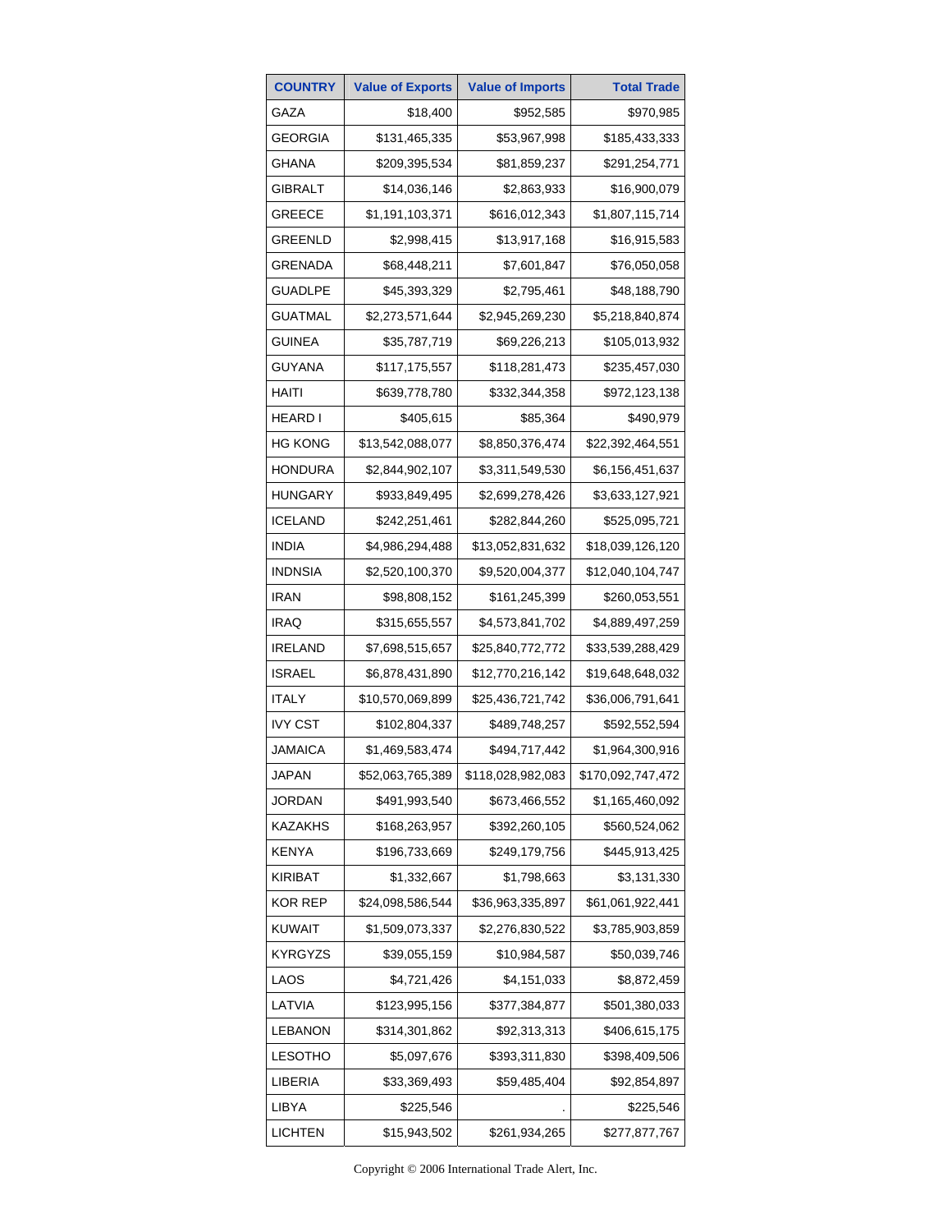| COUNTRY | Value of Exports | Value of Imports | Total Trade |
|---|---|---|---|
| GAZA | $18,400 | $952,585 | $970,985 |
| GEORGIA | $131,465,335 | $53,967,998 | $185,433,333 |
| GHANA | $209,395,534 | $81,859,237 | $291,254,771 |
| GIBRALT | $14,036,146 | $2,863,933 | $16,900,079 |
| GREECE | $1,191,103,371 | $616,012,343 | $1,807,115,714 |
| GREENLD | $2,998,415 | $13,917,168 | $16,915,583 |
| GRENADA | $68,448,211 | $7,601,847 | $76,050,058 |
| GUADLPE | $45,393,329 | $2,795,461 | $48,188,790 |
| GUATMAL | $2,273,571,644 | $2,945,269,230 | $5,218,840,874 |
| GUINEA | $35,787,719 | $69,226,213 | $105,013,932 |
| GUYANA | $117,175,557 | $118,281,473 | $235,457,030 |
| HAITI | $639,778,780 | $332,344,358 | $972,123,138 |
| HEARD I | $405,615 | $85,364 | $490,979 |
| HG KONG | $13,542,088,077 | $8,850,376,474 | $22,392,464,551 |
| HONDURA | $2,844,902,107 | $3,311,549,530 | $6,156,451,637 |
| HUNGARY | $933,849,495 | $2,699,278,426 | $3,633,127,921 |
| ICELAND | $242,251,461 | $282,844,260 | $525,095,721 |
| INDIA | $4,986,294,488 | $13,052,831,632 | $18,039,126,120 |
| INDNSIA | $2,520,100,370 | $9,520,004,377 | $12,040,104,747 |
| IRAN | $98,808,152 | $161,245,399 | $260,053,551 |
| IRAQ | $315,655,557 | $4,573,841,702 | $4,889,497,259 |
| IRELAND | $7,698,515,657 | $25,840,772,772 | $33,539,288,429 |
| ISRAEL | $6,878,431,890 | $12,770,216,142 | $19,648,648,032 |
| ITALY | $10,570,069,899 | $25,436,721,742 | $36,006,791,641 |
| IVY CST | $102,804,337 | $489,748,257 | $592,552,594 |
| JAMAICA | $1,469,583,474 | $494,717,442 | $1,964,300,916 |
| JAPAN | $52,063,765,389 | $118,028,982,083 | $170,092,747,472 |
| JORDAN | $491,993,540 | $673,466,552 | $1,165,460,092 |
| KAZAKHS | $168,263,957 | $392,260,105 | $560,524,062 |
| KENYA | $196,733,669 | $249,179,756 | $445,913,425 |
| KIRIBAT | $1,332,667 | $1,798,663 | $3,131,330 |
| KOR REP | $24,098,586,544 | $36,963,335,897 | $61,061,922,441 |
| KUWAIT | $1,509,073,337 | $2,276,830,522 | $3,785,903,859 |
| KYRGYZS | $39,055,159 | $10,984,587 | $50,039,746 |
| LAOS | $4,721,426 | $4,151,033 | $8,872,459 |
| LATVIA | $123,995,156 | $377,384,877 | $501,380,033 |
| LEBANON | $314,301,862 | $92,313,313 | $406,615,175 |
| LESOTHO | $5,097,676 | $393,311,830 | $398,409,506 |
| LIBERIA | $33,369,493 | $59,485,404 | $92,854,897 |
| LIBYA | $225,546 | . | $225,546 |
| LICHTEN | $15,943,502 | $261,934,265 | $277,877,767 |

Copyright © 2006 International Trade Alert, Inc.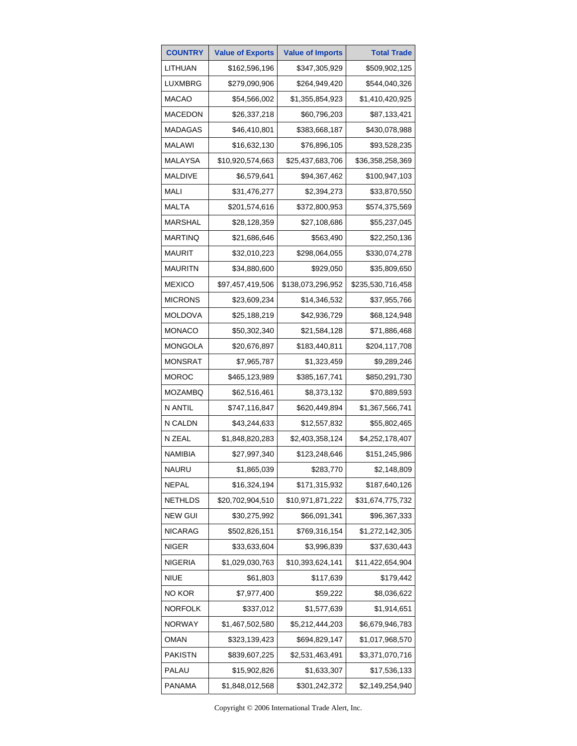| COUNTRY | Value of Exports | Value of Imports | Total Trade |
|---|---|---|---|
| LITHUAN | $162,596,196 | $347,305,929 | $509,902,125 |
| LUXMBRG | $279,090,906 | $264,949,420 | $544,040,326 |
| MACAO | $54,566,002 | $1,355,854,923 | $1,410,420,925 |
| MACEDON | $26,337,218 | $60,796,203 | $87,133,421 |
| MADAGAS | $46,410,801 | $383,668,187 | $430,078,988 |
| MALAWI | $16,632,130 | $76,896,105 | $93,528,235 |
| MALAYSA | $10,920,574,663 | $25,437,683,706 | $36,358,258,369 |
| MALDIVE | $6,579,641 | $94,367,462 | $100,947,103 |
| MALI | $31,476,277 | $2,394,273 | $33,870,550 |
| MALTA | $201,574,616 | $372,800,953 | $574,375,569 |
| MARSHAL | $28,128,359 | $27,108,686 | $55,237,045 |
| MARTINQ | $21,686,646 | $563,490 | $22,250,136 |
| MAURIT | $32,010,223 | $298,064,055 | $330,074,278 |
| MAURITN | $34,880,600 | $929,050 | $35,809,650 |
| MEXICO | $97,457,419,506 | $138,073,296,952 | $235,530,716,458 |
| MICRONS | $23,609,234 | $14,346,532 | $37,955,766 |
| MOLDOVA | $25,188,219 | $42,936,729 | $68,124,948 |
| MONACO | $50,302,340 | $21,584,128 | $71,886,468 |
| MONGOLA | $20,676,897 | $183,440,811 | $204,117,708 |
| MONSRAT | $7,965,787 | $1,323,459 | $9,289,246 |
| MOROC | $465,123,989 | $385,167,741 | $850,291,730 |
| MOZAMBQ | $62,516,461 | $8,373,132 | $70,889,593 |
| N ANTIL | $747,116,847 | $620,449,894 | $1,367,566,741 |
| N CALDN | $43,244,633 | $12,557,832 | $55,802,465 |
| N ZEAL | $1,848,820,283 | $2,403,358,124 | $4,252,178,407 |
| NAMIBIA | $27,997,340 | $123,248,646 | $151,245,986 |
| NAURU | $1,865,039 | $283,770 | $2,148,809 |
| NEPAL | $16,324,194 | $171,315,932 | $187,640,126 |
| NETHLDS | $20,702,904,510 | $10,971,871,222 | $31,674,775,732 |
| NEW GUI | $30,275,992 | $66,091,341 | $96,367,333 |
| NICARAG | $502,826,151 | $769,316,154 | $1,272,142,305 |
| NIGER | $33,633,604 | $3,996,839 | $37,630,443 |
| NIGERIA | $1,029,030,763 | $10,393,624,141 | $11,422,654,904 |
| NIUE | $61,803 | $117,639 | $179,442 |
| NO KOR | $7,977,400 | $59,222 | $8,036,622 |
| NORFOLK | $337,012 | $1,577,639 | $1,914,651 |
| NORWAY | $1,467,502,580 | $5,212,444,203 | $6,679,946,783 |
| OMAN | $323,139,423 | $694,829,147 | $1,017,968,570 |
| PAKISTN | $839,607,225 | $2,531,463,491 | $3,371,070,716 |
| PALAU | $15,902,826 | $1,633,307 | $17,536,133 |
| PANAMA | $1,848,012,568 | $301,242,372 | $2,149,254,940 |

Copyright © 2006 International Trade Alert, Inc.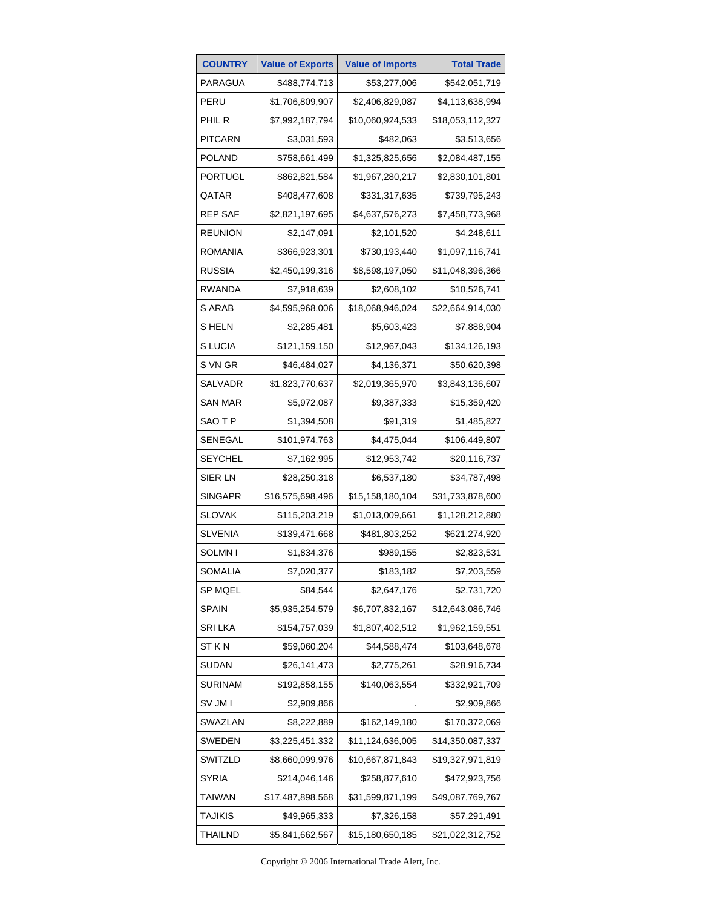| COUNTRY | Value of Exports | Value of Imports | Total Trade |
|---|---|---|---|
| PARAGUA | $488,774,713 | $53,277,006 | $542,051,719 |
| PERU | $1,706,809,907 | $2,406,829,087 | $4,113,638,994 |
| PHIL R | $7,992,187,794 | $10,060,924,533 | $18,053,112,327 |
| PITCARN | $3,031,593 | $482,063 | $3,513,656 |
| POLAND | $758,661,499 | $1,325,825,656 | $2,084,487,155 |
| PORTUGL | $862,821,584 | $1,967,280,217 | $2,830,101,801 |
| QATAR | $408,477,608 | $331,317,635 | $739,795,243 |
| REP SAF | $2,821,197,695 | $4,637,576,273 | $7,458,773,968 |
| REUNION | $2,147,091 | $2,101,520 | $4,248,611 |
| ROMANIA | $366,923,301 | $730,193,440 | $1,097,116,741 |
| RUSSIA | $2,450,199,316 | $8,598,197,050 | $11,048,396,366 |
| RWANDA | $7,918,639 | $2,608,102 | $10,526,741 |
| S ARAB | $4,595,968,006 | $18,068,946,024 | $22,664,914,030 |
| S HELN | $2,285,481 | $5,603,423 | $7,888,904 |
| S LUCIA | $121,159,150 | $12,967,043 | $134,126,193 |
| S VN GR | $46,484,027 | $4,136,371 | $50,620,398 |
| SALVADR | $1,823,770,637 | $2,019,365,970 | $3,843,136,607 |
| SAN MAR | $5,972,087 | $9,387,333 | $15,359,420 |
| SAO T P | $1,394,508 | $91,319 | $1,485,827 |
| SENEGAL | $101,974,763 | $4,475,044 | $106,449,807 |
| SEYCHEL | $7,162,995 | $12,953,742 | $20,116,737 |
| SIER LN | $28,250,318 | $6,537,180 | $34,787,498 |
| SINGAPR | $16,575,698,496 | $15,158,180,104 | $31,733,878,600 |
| SLOVAK | $115,203,219 | $1,013,009,661 | $1,128,212,880 |
| SLVENIA | $139,471,668 | $481,803,252 | $621,274,920 |
| SOLMN I | $1,834,376 | $989,155 | $2,823,531 |
| SOMALIA | $7,020,377 | $183,182 | $7,203,559 |
| SP MQEL | $84,544 | $2,647,176 | $2,731,720 |
| SPAIN | $5,935,254,579 | $6,707,832,167 | $12,643,086,746 |
| SRI LKA | $154,757,039 | $1,807,402,512 | $1,962,159,551 |
| ST K N | $59,060,204 | $44,588,474 | $103,648,678 |
| SUDAN | $26,141,473 | $2,775,261 | $28,916,734 |
| SURINAM | $192,858,155 | $140,063,554 | $332,921,709 |
| SV JM I | $2,909,866 | . | $2,909,866 |
| SWAZLAN | $8,222,889 | $162,149,180 | $170,372,069 |
| SWEDEN | $3,225,451,332 | $11,124,636,005 | $14,350,087,337 |
| SWITZLD | $8,660,099,976 | $10,667,871,843 | $19,327,971,819 |
| SYRIA | $214,046,146 | $258,877,610 | $472,923,756 |
| TAIWAN | $17,487,898,568 | $31,599,871,199 | $49,087,769,767 |
| TAJIKIS | $49,965,333 | $7,326,158 | $57,291,491 |
| THAILND | $5,841,662,567 | $15,180,650,185 | $21,022,312,752 |

Copyright © 2006 International Trade Alert, Inc.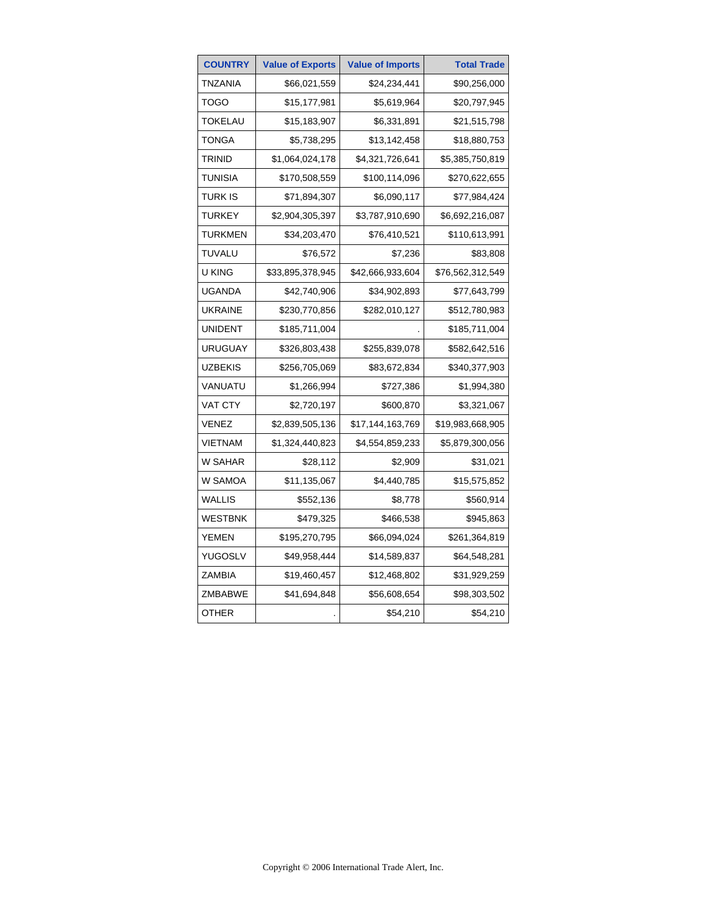| COUNTRY | Value of Exports | Value of Imports | Total Trade |
|---|---|---|---|
| TNZANIA | $66,021,559 | $24,234,441 | $90,256,000 |
| TOGO | $15,177,981 | $5,619,964 | $20,797,945 |
| TOKELAU | $15,183,907 | $6,331,891 | $21,515,798 |
| TONGA | $5,738,295 | $13,142,458 | $18,880,753 |
| TRINID | $1,064,024,178 | $4,321,726,641 | $5,385,750,819 |
| TUNISIA | $170,508,559 | $100,114,096 | $270,622,655 |
| TURK IS | $71,894,307 | $6,090,117 | $77,984,424 |
| TURKEY | $2,904,305,397 | $3,787,910,690 | $6,692,216,087 |
| TURKMEN | $34,203,470 | $76,410,521 | $110,613,991 |
| TUVALU | $76,572 | $7,236 | $83,808 |
| U KING | $33,895,378,945 | $42,666,933,604 | $76,562,312,549 |
| UGANDA | $42,740,906 | $34,902,893 | $77,643,799 |
| UKRAINE | $230,770,856 | $282,010,127 | $512,780,983 |
| UNIDENT | $185,711,004 | . | $185,711,004 |
| URUGUAY | $326,803,438 | $255,839,078 | $582,642,516 |
| UZBEKIS | $256,705,069 | $83,672,834 | $340,377,903 |
| VANUATU | $1,266,994 | $727,386 | $1,994,380 |
| VAT CTY | $2,720,197 | $600,870 | $3,321,067 |
| VENEZ | $2,839,505,136 | $17,144,163,769 | $19,983,668,905 |
| VIETNAM | $1,324,440,823 | $4,554,859,233 | $5,879,300,056 |
| W SAHAR | $28,112 | $2,909 | $31,021 |
| W SAMOA | $11,135,067 | $4,440,785 | $15,575,852 |
| WALLIS | $552,136 | $8,778 | $560,914 |
| WESTBNK | $479,325 | $466,538 | $945,863 |
| YEMEN | $195,270,795 | $66,094,024 | $261,364,819 |
| YUGOSLV | $49,958,444 | $14,589,837 | $64,548,281 |
| ZAMBIA | $19,460,457 | $12,468,802 | $31,929,259 |
| ZMBABWE | $41,694,848 | $56,608,654 | $98,303,502 |
| OTHER | . | $54,210 | $54,210 |

Copyright © 2006 International Trade Alert, Inc.